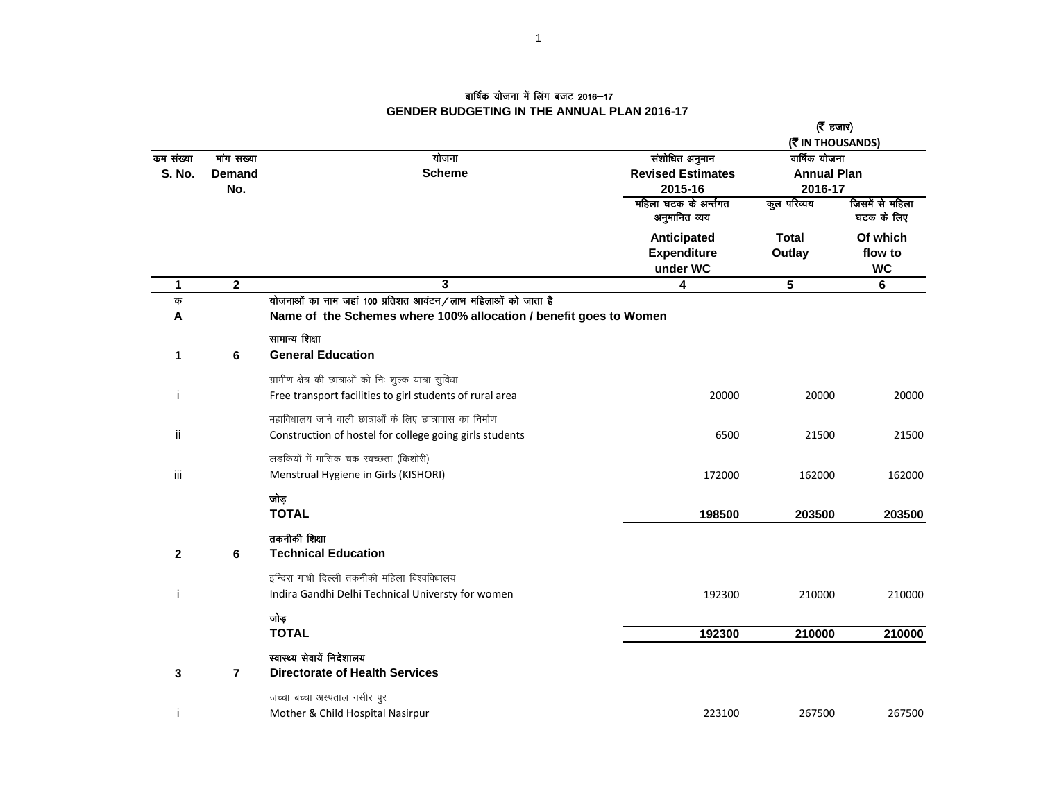# वार्षिक योजना में लिंग बजट 2016–17

# GENDER BUDGETING IN THE ANNUAL PLAN 2016-17

(₹ हजार)
(₹ IN THOUSANDS)

| क्रम संख्या S. No. | मांग सख्या Demand No. | योजना Scheme | संशोधित अनुमान Revised Estimates 2015-16 | वार्षिक योजना Annual Plan 2016-17 | |
|---|---|---|---|---|---|
| | | | महिला घटक के अर्न्तगत अनुमानित व्यय Anticipated Expenditure under WC | कुल परिव्यय Total Outlay | जिसमें से महिला घटक के लिए Of which flow to WC |
| 1 | 2 | 3 | 4 | 5 | 6 |
| क A | | योजनाओं का नाम जहां 100 प्रतिशत आवंटन / लाभ महिलाओं को जाता है **Name of the Schemes where 100% allocation / benefit goes to Women** | | | |
| **1** | **6** | सामान्य शिक्षा **General Education** | | | |
| i | | ग्रामीण क्षेत्र की छात्राओं को निः शुल्क यात्रा सुविधा Free transport facilities to girl students of rural area | 20000 | 20000 | 20000 |
| ii | | महाविधालय जाने वाली छात्राओं के लिए छात्रावास का निर्माण Construction of hostel for college going girls students | 6500 | 21500 | 21500 |
| iii | | लडकियों में मासिक चक्र स्वच्छता (किशोरी) Menstrual Hygiene in Girls (KISHORI) | 172000 | 162000 | 162000 |
| | | जोड़ **TOTAL** | **198500** | **203500** | **203500** |
| **2** | **6** | तकनीकी शिक्षा **Technical Education** | | | |
| i | | इन्दिरा गाधी दिल्ली तकनीकी महिला विश्वविधालय Indira Gandhi Delhi Technical Universty for women | 192300 | 210000 | 210000 |
| | | जोड़ **TOTAL** | **192300** | **210000** | **210000** |
| **3** | **7** | स्वास्थ्य सेवायें निदेशालय **Directorate of Health Services** | | | |
| i | | जच्चा बच्चा अस्पताल नसीर पुर Mother & Child Hospital Nasirpur | 223100 | 267500 | 267500 |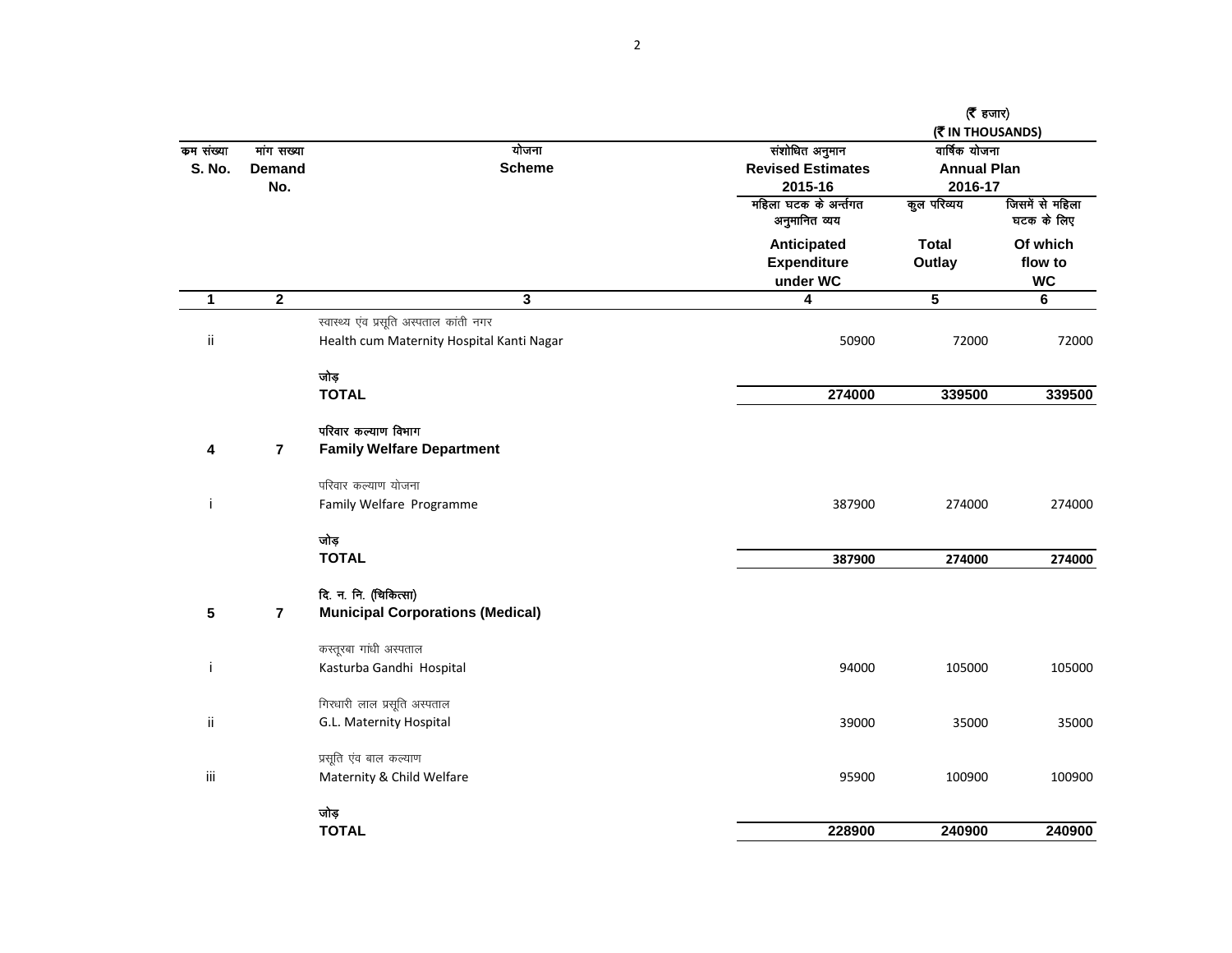(₹ हजार)
(₹ IN THOUSANDS)

| क्रम संख्या S. No. | मांग सख्या Demand No. | योजना Scheme | संशोधित अनुमान Revised Estimates 2015-16 | वार्षिक योजना Annual Plan 2016-17 | |
|---|---|---|---|---|---|
| | | | महिला घटक के अर्न्तगत अनुमानित व्यय Anticipated Expenditure under WC | कुल परिव्यय Total Outlay | जिसमें से महिला घटक के लिए Of which flow to WC |
| 1 | 2 | 3 | 4 | 5 | 6 |
| ii | | स्वास्थ्य एंव प्रसूति अस्पताल कांती नगर Health cum Maternity Hospital Kanti Nagar | 50900 | 72000 | 72000 |
| | | जोड़ **TOTAL** | **274000** | **339500** | **339500** |
| **4** | **7** | **परिवार कल्याण विभाग Family Welfare Department** | | | |
| i | | परिवार कल्याण योजना Family Welfare Programme | 387900 | 274000 | 274000 |
| | | जोड़ **TOTAL** | **387900** | **274000** | **274000** |
| **5** | **7** | **दि. न. नि. (चिकित्सा) Municipal Corporations (Medical)** | | | |
| i | | कस्तूरबा गांधी अस्पताल Kasturba Gandhi Hospital | 94000 | 105000 | 105000 |
| ii | | गिरधारी लाल प्रसूति अस्पताल G.L. Maternity Hospital | 39000 | 35000 | 35000 |
| iii | | प्रसूति एंव बाल कल्याण Maternity & Child Welfare | 95900 | 100900 | 100900 |
| | | जोड़ **TOTAL** | **228900** | **240900** | **240900** |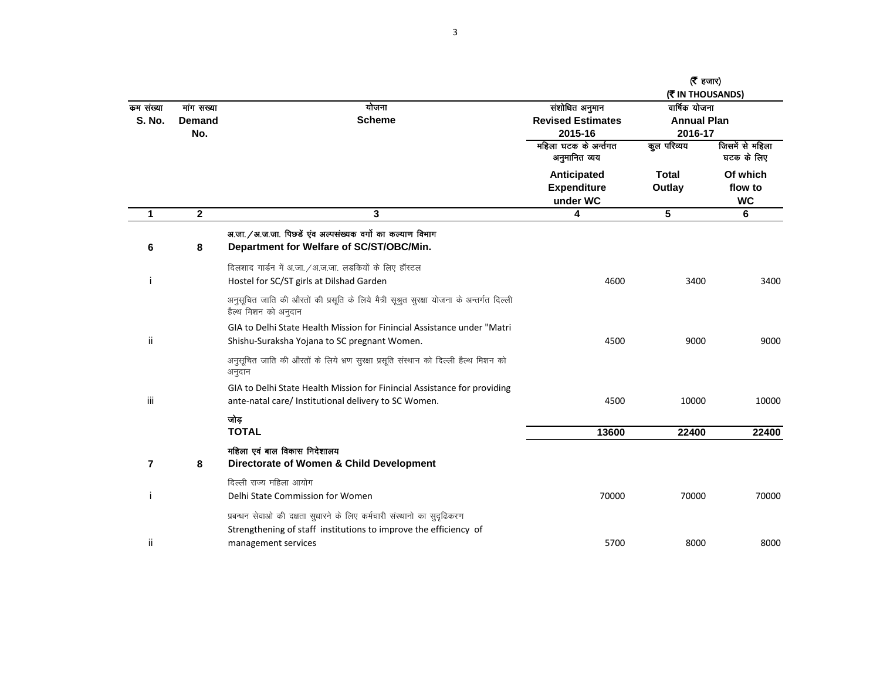(₹ हजार)
(₹ IN THOUSANDS)

| क्रम संख्या S. No. | मांग सख्या Demand No. | योजना Scheme | संशोधित अनुमान Revised Estimates 2015-16 | वार्षिक योजना Annual Plan 2016-17 | |
|---|---|---|---|---|---|
| | | | महिला घटक के अर्न्तगत अनुमानित व्यय Anticipated Expenditure under WC | कुल परिव्यय Total Outlay | जिसमें से महिला घटक के लिए Of which flow to WC |
| 1 | 2 | 3 | 4 | 5 | 6 |
| 6 | 8 | **अ.जा./अ.ज.जा. पिछडें एंव अल्पसंख्यक वर्गो का कल्याण विभाग Department for Welfare of SC/ST/OBC/Min.** | | | |
| i | | दिलशाद गार्डन में अ.जा./अ.ज.जा. लडकियों के लिए हॉस्टल Hostel for SC/ST girls at Dilshad Garden | 4600 | 3400 | 3400 |
| ii | | अनुसूचित जाति की औरतों की प्रसूति के लिये मैत्री सूश्रुत सुरक्षा योजना के अन्तर्गत दिल्ली हैल्थ मिशन को अनुदान GIA to Delhi State Health Mission for Finincial Assistance under "Matri Shishu-Suraksha Yojana to SC pregnant Women. | 4500 | 9000 | 9000 |
| iii | | अनुसूचित जाति की औरतों के लिये भ्रण सुरक्षा प्रसूति संस्थान को दिल्ली हैल्थ मिशन को अनुदान GIA to Delhi State Health Mission for Finincial Assistance for providing ante-natal care/ Institutional delivery to SC Women. | 4500 | 10000 | 10000 |
| | | **जोड़ TOTAL** | **13600** | **22400** | **22400** |
| 7 | 8 | **महिला एवं बाल विकास निदेशालय Directorate of Women & Child Development** | | | |
| i | | दिल्ली राज्य महिला आयोग Delhi State Commission for Women | 70000 | 70000 | 70000 |
| ii | | प्रबन्धन सेवाओ की दक्षता सुधारने के लिए कर्मचारी संस्थानो का सुदृढिकरण Strengthening of staff institutions to improve the efficiency of management services | 5700 | 8000 | 8000 |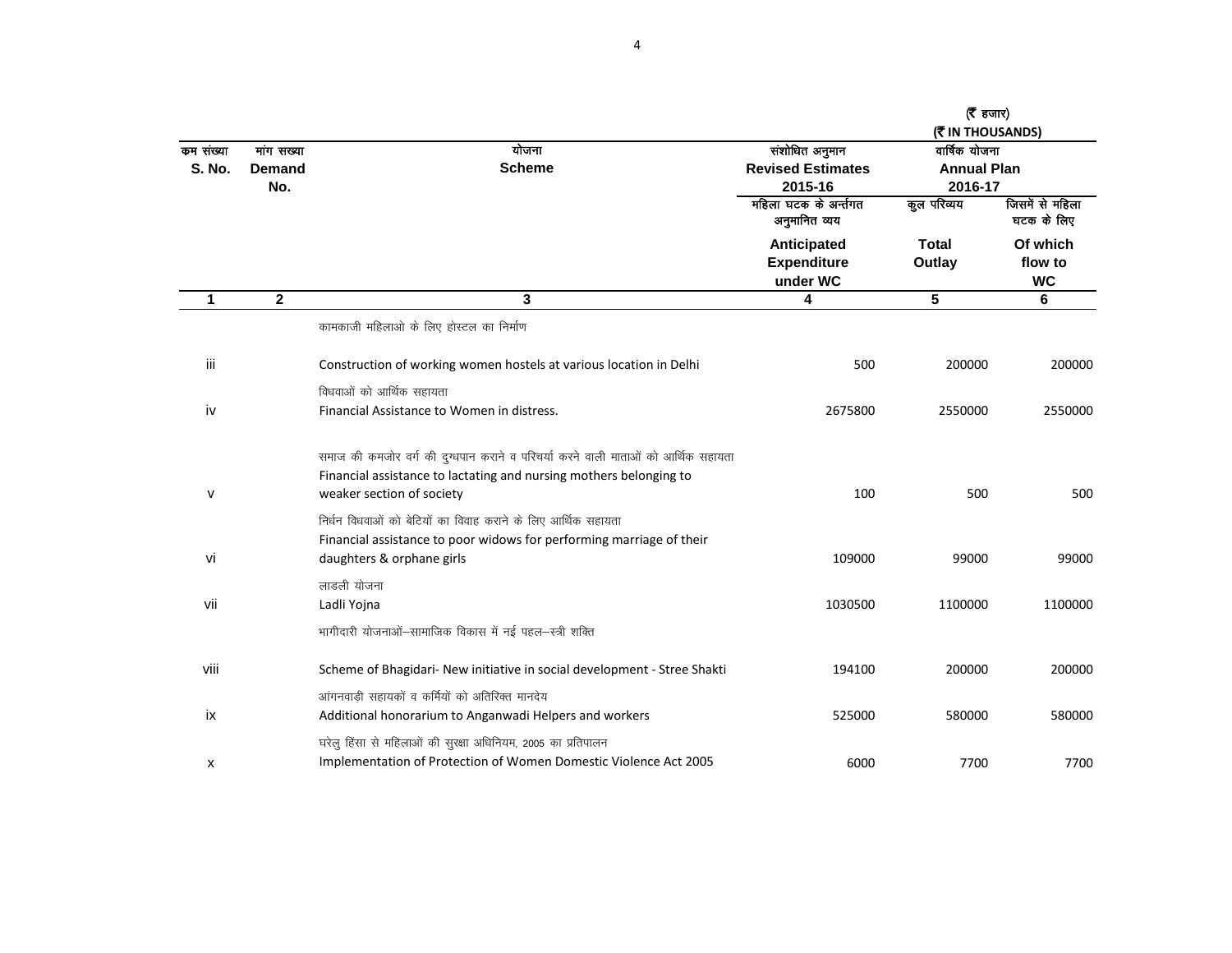| | | | (₹ हजार) (₹ IN THOUSANDS) | | |
|---|---|---|---|---|---|
| क्रम संख्या S. No. | मांग सख्या Demand No. | योजना Scheme | संशोधित अनुमान Revised Estimates 2015-16 | वार्षिक योजना Annual Plan 2016-17 | |
| | | | महिला घटक के अर्न्तगत अनुमानित व्यय Anticipated Expenditure under WC | कुल परिव्यय Total Outlay | जिसमें से महिला घटक के लिए Of which flow to WC |
| 1 | 2 | 3 | 4 | 5 | 6 |
| iii | | कामकाजी महिलाओ के लिए होस्टल का निर्माण Construction of working women hostels at various location in Delhi | 500 | 200000 | 200000 |
| iv | | विधवाओं को आर्थिक सहायता Financial Assistance to Women in distress. | 2675800 | 2550000 | 2550000 |
| v | | समाज की कमजोर वर्ग की दुग्धपान कराने व परिचर्या करने वाली माताओं को आर्थिक सहायता Financial assistance to lactating and nursing mothers belonging to weaker section of society | 100 | 500 | 500 |
| vi | | निर्धन विधवाओं को बेटियों का विवाह कराने के लिए आर्थिक सहायता Financial assistance to poor widows for performing marriage of their daughters & orphane girls | 109000 | 99000 | 99000 |
| vii | | लाडली योजना Ladli Yojna | 1030500 | 1100000 | 1100000 |
| viii | | भागीदारी योजनाओं–सामाजिक विकास में नई पहल–स्त्री शक्ति Scheme of Bhagidari- New initiative in social development - Stree Shakti | 194100 | 200000 | 200000 |
| ix | | आंगनवाड़ी सहायकों व कर्मियों को अतिरिक्त मानदेय Additional honorarium to Anganwadi Helpers and workers | 525000 | 580000 | 580000 |
| x | | घरेलु हिंसा से महिलाओं की सुरक्षा अधिनियम, 2005 का प्रतिपालन Implementation of Protection of Women Domestic Violence Act 2005 | 6000 | 7700 | 7700 |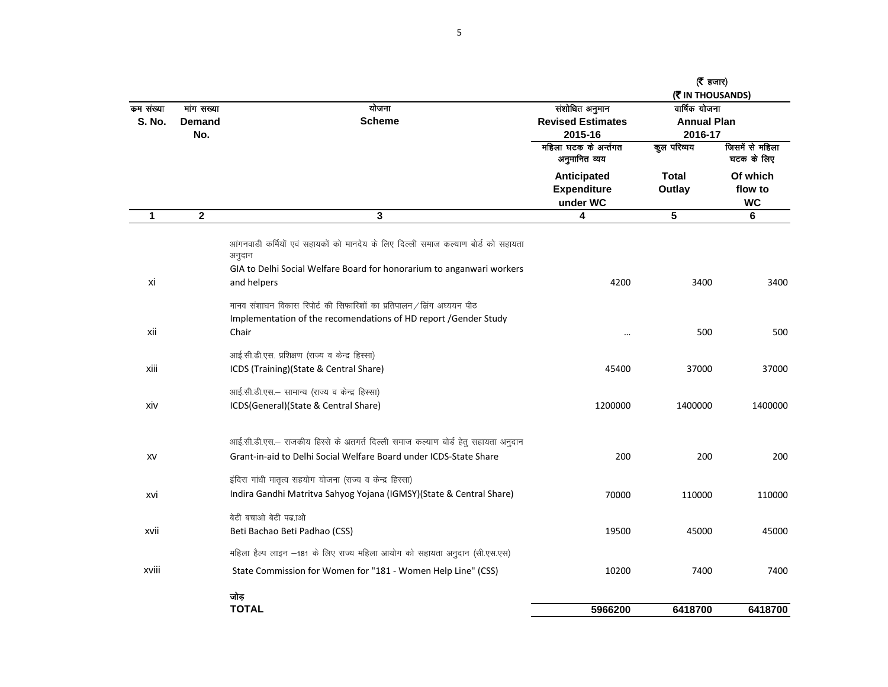(₹ हजार)
(₹ IN THOUSANDS)

| क्रम संख्या S. No. | मांग सख्या Demand No. | योजना Scheme | संशोधित अनुमान Revised Estimates 2015-16 | वार्षिक योजना Annual Plan 2016-17 | |
|---|---|---|---|---|---|
| | | | महिला घटक के अर्न्तगत अनुमानित व्यय Anticipated Expenditure under WC | कुल परिव्यय Total Outlay | जिसमें से महिला घटक के लिए Of which flow to WC |
| 1 | 2 | 3 | 4 | 5 | 6 |
| xi | | आंगनवाडी कर्मियों एवं सहायकों को मानदेय के लिए दिल्ली समाज कल्याण बोर्ड को सहायता अनुदान<br>GIA to Delhi Social Welfare Board for honorarium to anganwari workers and helpers | 4200 | 3400 | 3400 |
| xii | | मानव संशाघन विकास रिपोर्ट की सिफारिशों का प्रतिपालन/जिंग अध्ययन पीठ<br>Implementation of the recomendations of HD report /Gender Study Chair | ... | 500 | 500 |
| xiii | | आई.सी.डी.एस. प्रशिक्षण (राज्य व केन्द्र हिस्सा)<br>ICDS (Training)(State & Central Share) | 45400 | 37000 | 37000 |
| xiv | | आई.सी.डी.एस.– सामान्य (राज्य व केन्द्र हिस्सा)<br>ICDS(General)(State & Central Share) | 1200000 | 1400000 | 1400000 |
| xv | | आई.सी.डी.एस.– राजकीय हिस्से के अतगर्त दिल्ली समाज कल्याण बोर्ड हेतु सहायता अनुदान<br>Grant-in-aid to Delhi Social Welfare Board under ICDS-State Share | 200 | 200 | 200 |
| xvi | | इंदिरा गांधी मातृत्व सहयोग योजना (राज्य व केन्द्र हिस्सा)<br>Indira Gandhi Matritva Sahyog Yojana (IGMSY)(State & Central Share) | 70000 | 110000 | 110000 |
| xvii | | बेटी बचाओ बेटी पढ़ाओ<br>Beti Bachao Beti Padhao (CSS) | 19500 | 45000 | 45000 |
| xviii | | महिला हैल्प लाइन –181 के लिए राज्य महिला आयोग को सहायता अनुदान (सी.एस.एस)<br>State Commission for Women for "181 - Women Help Line" (CSS) | 10200 | 7400 | 7400 |
| | | **जोड़<br>TOTAL** | **5966200** | **6418700** | **6418700** |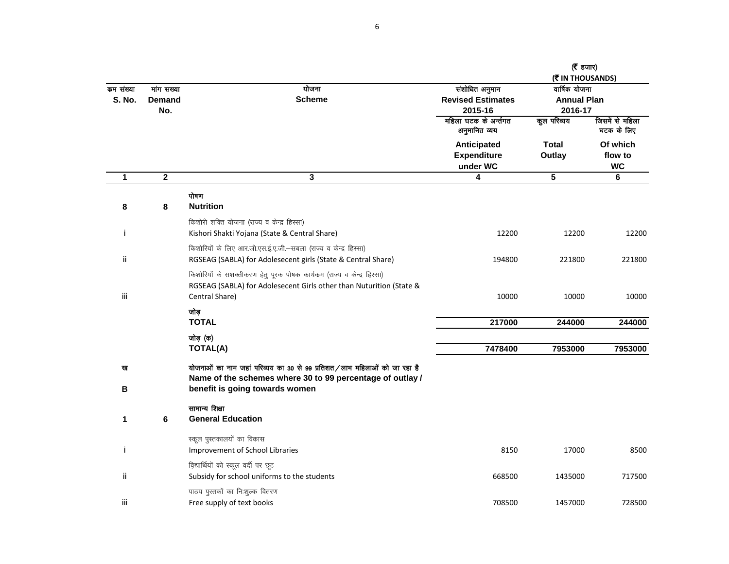(₹ हजार)
(₹ IN THOUSANDS)

| क्रम संख्या S. No. | मांग सख्या Demand No. | योजना Scheme | संशोधित अनुमान Revised Estimates 2015-16 | वार्षिक योजना Annual Plan 2016-17 | |
|---|---|---|---|---|---|
| | | | महिला घटक के अर्न्तगत अनुमानित व्यय Anticipated Expenditure under WC | कुल परिव्यय Total Outlay | जिसमें से महिला घटक के लिए Of which flow to WC |
| 1 | 2 | 3 | 4 | 5 | 6 |
| 8 | 8 | पोषण **Nutrition** | | | |
| i | | किशोरी शक्ति योजना (राज्य व केन्द्र हिस्सा) Kishori Shakti Yojana (State & Central Share) | 12200 | 12200 | 12200 |
| ii | | किशोरियों के लिए आर.जी.एस.ई.ए.जी.–सबला (राज्य व केन्द्र हिस्सा) RGSEAG (SABLA) for Adolesecent girls (State & Central Share) | 194800 | 221800 | 221800 |
| iii | | किशोरियों के सशक्तीकरण हेतु पूरक पोषक कार्यक्रम (राज्य व केन्द्र हिस्सा) RGSEAG (SABLA) for Adolesecent Girls other than Nuturition (State & Central Share) | 10000 | 10000 | 10000 |
| | | जोड़ **TOTAL** | **217000** | **244000** | **244000** |
| | | जोड़ (क) **TOTAL(A)** | **7478400** | **7953000** | **7953000** |
| ख B | | **योजनाओं का नाम जहां परिव्यय का 30 से 99 प्रतिशत/लाभ महिलाओं को जा रहा है Name of the schemes where 30 to 99 percentage of outlay / benefit is going towards women** | | | |
| 1 | 6 | सामान्य शिक्षा **General Education** | | | |
| i | | स्कूल पुस्तकालयों का विकास Improvement of School Libraries | 8150 | 17000 | 8500 |
| ii | | विद्यार्थियों को स्कूल वर्दी पर छूट Subsidy for school uniforms to the students | 668500 | 1435000 | 717500 |
| iii | | पाठय पुस्तकों का निःशुल्क वितरण Free supply of text books | 708500 | 1457000 | 728500 |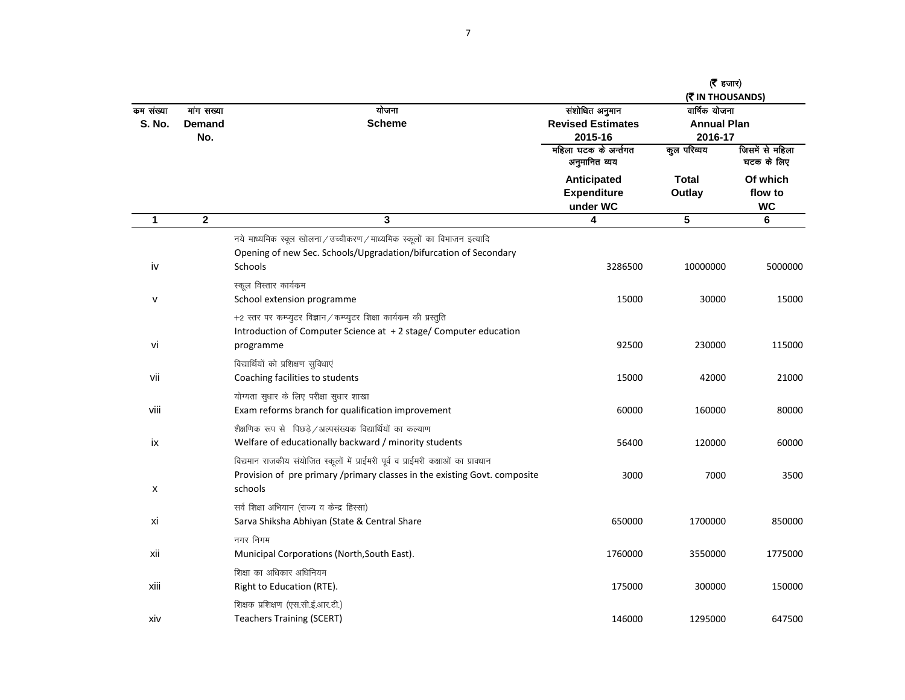(₹ हजार)
(₹ IN THOUSANDS)

| क्रम संख्या S. No. | मांग सख्या Demand No. | योजना Scheme | संशोधित अनुमान Revised Estimates 2015-16 | वार्षिक योजना Annual Plan 2016-17 | |
|---|---|---|---|---|---|
| | | | महिला घटक के अर्न्तगत अनुमानित व्यय Anticipated Expenditure under WC | कुल परिव्यय Total Outlay | जिसमें से महिला घटक के लिए Of which flow to WC |
| 1 | 2 | 3 | 4 | 5 | 6 |
| iv | | नये माध्यमिक स्कूल खोलना / उच्चीकरण / माध्यमिक स्कूलों का विभाजन इत्यादि Opening of new Sec. Schools/Upgradation/bifurcation of Secondary Schools | 3286500 | 10000000 | 5000000 |
| v | | स्कूल विस्तार कार्यक्रम School extension programme | 15000 | 30000 | 15000 |
| vi | | +2 स्तर पर कम्प्युटर विज्ञान / कम्प्युटर शिक्षा कार्यक्रम की प्रस्तुति Introduction of Computer Science at + 2 stage/ Computer education programme | 92500 | 230000 | 115000 |
| vii | | विद्यार्थियों को प्रशिक्षण सुविधाएं Coaching facilities to students | 15000 | 42000 | 21000 |
| viii | | योग्यता सुधार के लिए परीक्षा सुधार शाखा Exam reforms branch for qualification improvement | 60000 | 160000 | 80000 |
| ix | | शैक्षणिक रूप से पिछड़े / अल्पसंख्यक विद्यार्थियों का कल्याण Welfare of educationally backward / minority students | 56400 | 120000 | 60000 |
| x | | विद्यमान राजकीय संयोजित स्कूलों में प्राईमरी पूर्व व प्राईमरी कक्षाओं का प्रावधान Provision of pre primary /primary classes in the existing Govt. composite schools | 3000 | 7000 | 3500 |
| xi | | सर्व शिक्षा अभियान (राज्य व केन्द्र हिस्सा) Sarva Shiksha Abhiyan (State & Central Share | 650000 | 1700000 | 850000 |
| xii | | नगर निगम Municipal Corporations (North,South East). | 1760000 | 3550000 | 1775000 |
| xiii | | शिक्षा का अधिकार अधिनियम Right to Education (RTE). | 175000 | 300000 | 150000 |
| xiv | | शिक्षक प्रशिक्षण (एस.सी.ई.आर.टी.) Teachers Training (SCERT) | 146000 | 1295000 | 647500 |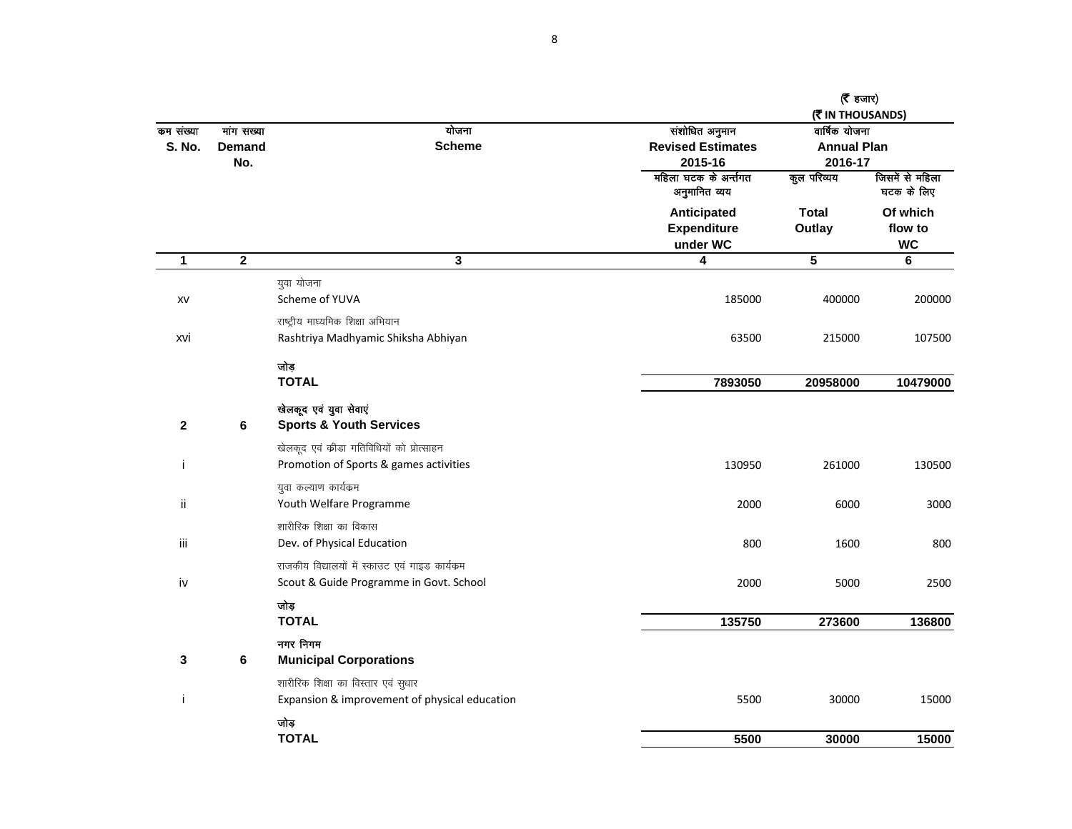(₹ हजार)
(₹ IN THOUSANDS)

| क्रम संख्या S. No. | मांग सख्या Demand No. | योजना Scheme | संशोधित अनुमान Revised Estimates 2015-16 | वार्षिक योजना Annual Plan 2016-17 | |
|---|---|---|---|---|---|
| | | | महिला घटक के अर्न्तगत अनुमानित व्यय Anticipated Expenditure under WC | कुल परिव्यय Total Outlay | जिसमें से महिला घटक के लिए Of which flow to WC |
| 1 | 2 | 3 | 4 | 5 | 6 |
| xv | | युवा योजना Scheme of YUVA | 185000 | 400000 | 200000 |
| xvi | | राष्ट्रीय माध्यमिक शिक्षा अभियान Rashtriya Madhyamic Shiksha Abhiyan | 63500 | 215000 | 107500 |
| | | **जोड़ TOTAL** | **7893050** | **20958000** | **10479000** |
| **2** | **6** | **खेलकूद एवं युवा सेवाएं Sports & Youth Services** | | | |
| i | | खेलकूद एवं क्रीडा गतिविधियों को प्रोत्साहन Promotion of Sports & games activities | 130950 | 261000 | 130500 |
| ii | | युवा कल्याण कार्यक्रम Youth Welfare Programme | 2000 | 6000 | 3000 |
| iii | | शारीरिक शिक्षा का विकास Dev. of Physical Education | 800 | 1600 | 800 |
| iv | | राजकीय विद्यालयों में स्काउट एवं गाइड कार्यक्रम Scout & Guide Programme in Govt. School | 2000 | 5000 | 2500 |
| | | **जोड़ TOTAL** | **135750** | **273600** | **136800** |
| **3** | **6** | **नगर निगम Municipal Corporations** | | | |
| i | | शारीरिक शिक्षा का विस्तार एवं सुधार Expansion & improvement of physical education | 5500 | 30000 | 15000 |
| | | **जोड़ TOTAL** | **5500** | **30000** | **15000** |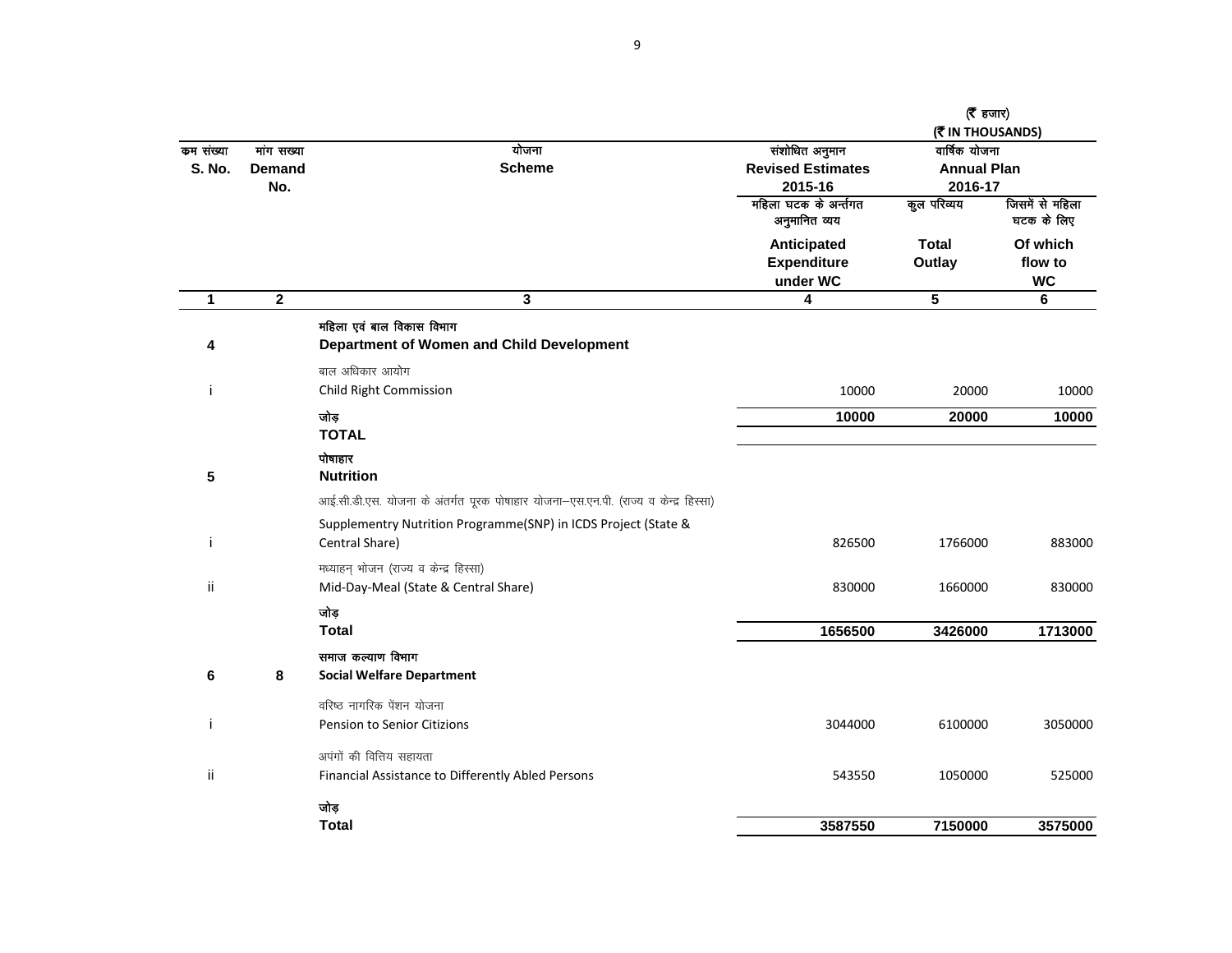(₹ हजार)
(₹ IN THOUSANDS)

| क्रम संख्या S. No. | मांग सख्या Demand No. | योजना Scheme | संशोधित अनुमान Revised Estimates 2015-16 | वार्षिक योजना Annual Plan 2016-17 | |
|---|---|---|---|---|---|
| | | | महिला घटक के अर्न्तगत अनुमानित व्यय Anticipated Expenditure under WC | कुल परिव्यय Total Outlay | जिसमें से महिला घटक के लिए Of which flow to WC |
| 1 | 2 | 3 | 4 | 5 | 6 |
| **4** | | **महिला एवं बाल विकास विभाग Department of Women and Child Development** | | | |
| i | | बाल अधिकार आयोग Child Right Commission | 10000 | 20000 | 10000 |
| | | **जोड़ TOTAL** | **10000** | **20000** | **10000** |
| **5** | | **पोषाहार Nutrition** | | | |
| i | | आई.सी.डी.एस. योजना के अंतर्गत पूरक पोषाहार योजना–एस.एन.पी. (राज्य व केन्द्र हिस्सा) Supplementry Nutrition Programme(SNP) in ICDS Project (State & Central Share) | 826500 | 1766000 | 883000 |
| ii | | मध्याहन् भोजन (राज्य व केन्द्र हिस्सा) Mid-Day-Meal (State & Central Share) | 830000 | 1660000 | 830000 |
| | | **जोड़ Total** | **1656500** | **3426000** | **1713000** |
| **6** | **8** | **समाज कल्याण विभाग Social Welfare Department** | | | |
| i | | वरिष्ठ नागरिक पेंशन योजना Pension to Senior Citizions | 3044000 | 6100000 | 3050000 |
| ii | | अपंगों की वित्तिय सहायता Financial Assistance to Differently Abled Persons | 543550 | 1050000 | 525000 |
| | | **जोड़ Total** | **3587550** | **7150000** | **3575000** |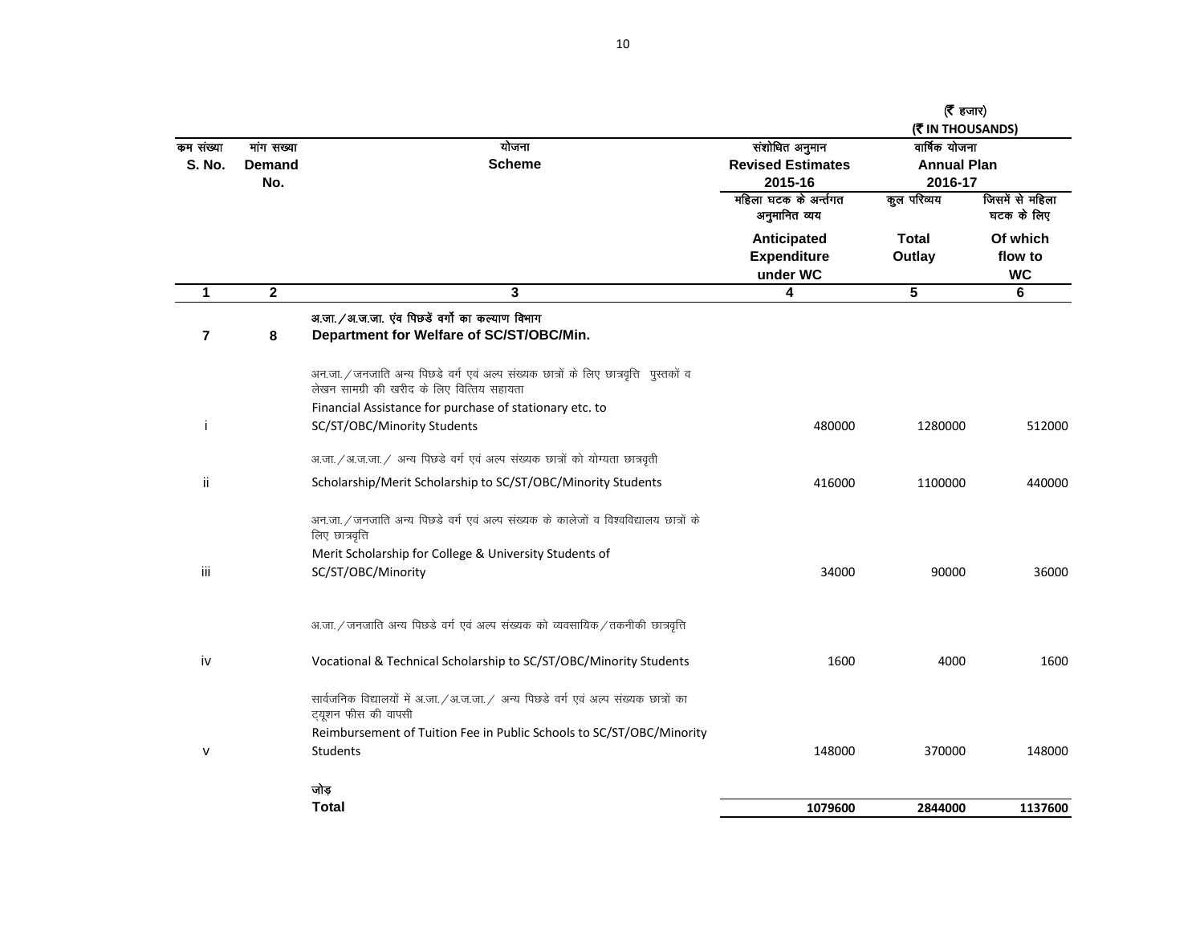(₹ हजार)
(₹ IN THOUSANDS)

| क्रम संख्या S. No. | मांग सख्या Demand No. | योजना Scheme | संशोधित अनुमान Revised Estimates 2015-16 | वार्षिक योजना Annual Plan 2016-17 | |
|---|---|---|---|---|---|
| | | | महिला घटक के अर्न्तगत अनुमानित व्यय Anticipated Expenditure under WC | कुल परिव्यय Total Outlay | जिसमें से महिला घटक के लिए Of which flow to WC |
| 1 | 2 | 3 | 4 | 5 | 6 |
| 7 | 8 | अ.जा./अ.ज.जा. एंव पिछडें वर्गो का कल्याण विभाग **Department for Welfare of SC/ST/OBC/Min.** | | | |
| i | | अन.जा./जनजाति अन्य पिछडे वर्ग एवं अल्प संख्यक छात्रों के लिए छात्रवृत्ति पुस्तकों व लेखन सामग्री की खरीद के लिए वित्तिय सहायता Financial Assistance for purchase of stationary etc. to SC/ST/OBC/Minority Students | 480000 | 1280000 | 512000 |
| ii | | अ.जा./अ.ज.जा./ अन्य पिछडे वर्ग एवं अल्प संख्यक छात्रों को योग्यता छात्रवृती Scholarship/Merit Scholarship to SC/ST/OBC/Minority Students | 416000 | 1100000 | 440000 |
| iii | | अन.जा./जनजाति अन्य पिछडे वर्ग एवं अल्प संख्यक के कालेजों व विश्वविद्यालय छात्रों के लिए छात्रवृत्ति Merit Scholarship for College & University Students of SC/ST/OBC/Minority | 34000 | 90000 | 36000 |
| iv | | अ.जा./जनजाति अन्य पिछडे वर्ग एवं अल्प संख्यक को व्यवसायिक/तकनीकी छात्रवृत्ति Vocational & Technical Scholarship to SC/ST/OBC/Minority Students | 1600 | 4000 | 1600 |
| v | | सार्वजनिक विद्यालयों में अ.जा./अ.ज.जा./ अन्य पिछडे वर्ग एवं अल्प संख्यक छात्रों का ट्यूशन फीस की वापसी Reimbursement of Tuition Fee in Public Schools to SC/ST/OBC/Minority Students | 148000 | 370000 | 148000 |
| | | जोड़ **Total** | **1079600** | **2844000** | **1137600** |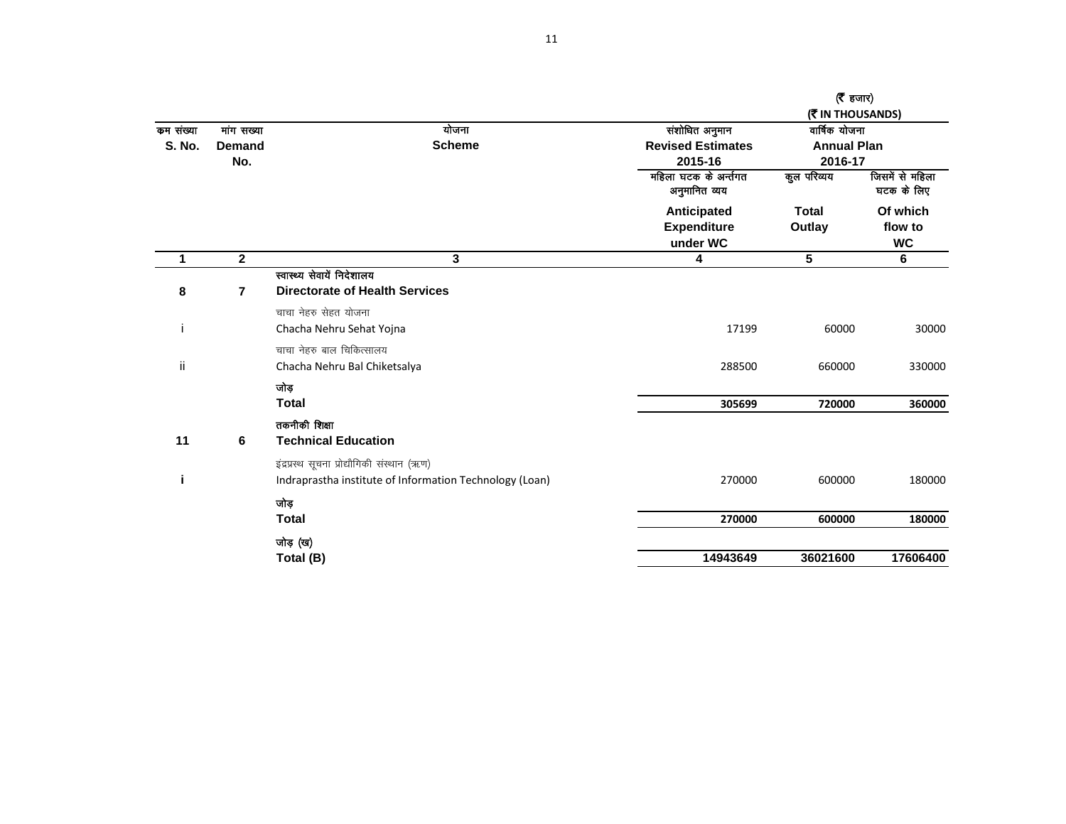(₹ हजार)
(₹ IN THOUSANDS)

| क्रम संख्या S. No. | मांग सख्या Demand No. | योजना Scheme | संशोधित अनुमान Revised Estimates 2015-16 | वार्षिक योजना Annual Plan 2016-17 | |
|---|---|---|---|---|---|
| | | | महिला घटक के अर्न्तगत अनुमानित व्यय Anticipated Expenditure under WC | कुल परिव्यय Total Outlay | जिसमें से महिला घटक के लिए Of which flow to WC |
| **1** | **2** | **3** | **4** | **5** | **6** |
| **8** | **7** | **स्वास्थ्य सेवायें निदेशालय Directorate of Health Services** | | | |
| i | | चाचा नेहरु सेहत योजना Chacha Nehru Sehat Yojna | 17199 | 60000 | 30000 |
| ii | | चाचा नेहरु बाल चिकित्सालय Chacha Nehru Bal Chiketsalya | 288500 | 660000 | 330000 |
| | | **जोड़ Total** | **305699** | **720000** | **360000** |
| **11** | **6** | **तकनीकी शिक्षा Technical Education** | | | |
| **i** | | इंद्रप्रस्थ सूचना प्रोद्यौगिकी संस्थान (ऋण) Indraprastha institute of Information Technology (Loan) | 270000 | 600000 | 180000 |
| | | **जोड़ Total** | **270000** | **600000** | **180000** |
| | | **जोड़ (ख) Total (B)** | **14943649** | **36021600** | **17606400** |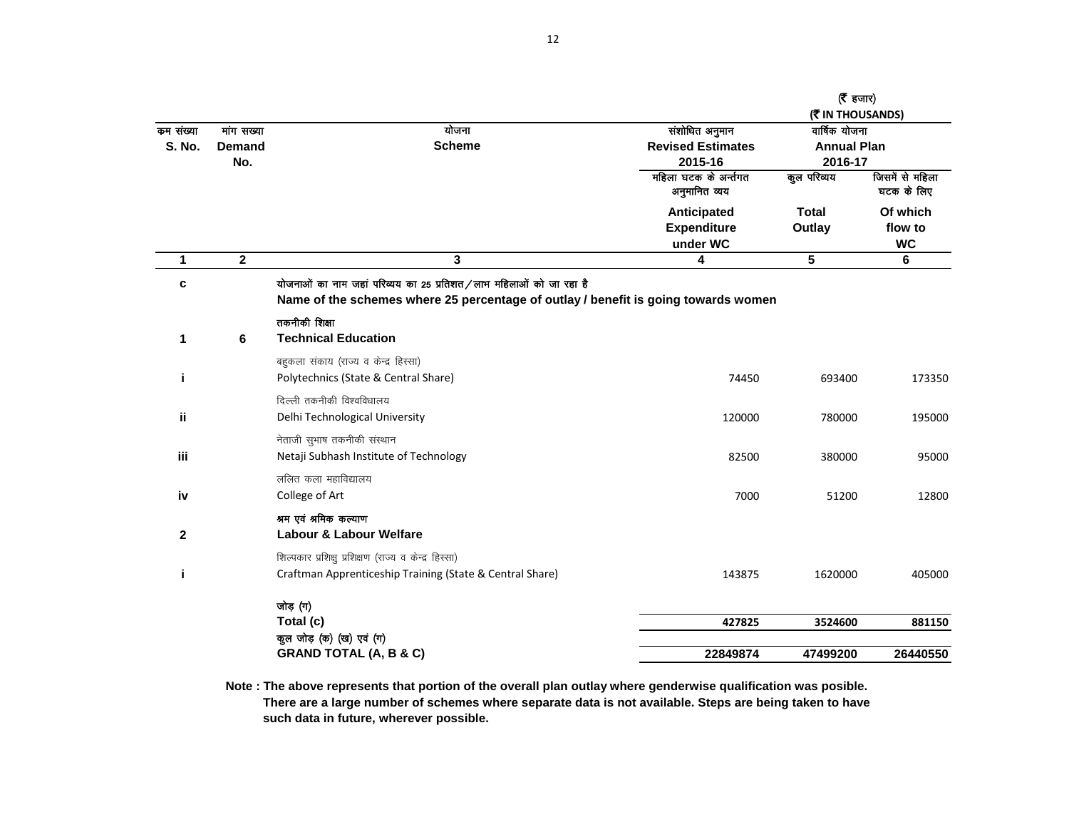(₹ हजार)
(₹ IN THOUSANDS)

| क्रम संख्या S. No. | मांग सख्या Demand No. | योजना Scheme | संशोधित अनुमान Revised Estimates 2015-16 | वार्षिक योजना Annual Plan 2016-17 | |
|---|---|---|---|---|---|
| | | | महिला घटक के अर्न्तगत अनुमानित व्यय Anticipated Expenditure under WC | कुल परिव्यय Total Outlay | जिसमें से महिला घटक के लिए Of which flow to WC |
| 1 | 2 | 3 | 4 | 5 | 6 |
| **c** | | **योजनाओं का नाम जहां परिव्यय का 25 प्रतिशत / लाभ महिलाओं को जा रहा है Name of the schemes where 25 percentage of outlay / benefit is going towards women** | | | |
| **1** | **6** | **तकनीकी शिक्षा Technical Education** | | | |
| **i** | | बहुकला संकाय (राज्य व केन्द्र हिस्सा) Polytechnics (State & Central Share) | 74450 | 693400 | 173350 |
| **ii** | | दिल्ली तकनीकी विश्वविधालय Delhi Technological University | 120000 | 780000 | 195000 |
| **iii** | | नेताजी सुभाष तकनीकी संस्थान Netaji Subhash Institute of Technology | 82500 | 380000 | 95000 |
| **iv** | | ललित कला महाविद्यालय College of Art | 7000 | 51200 | 12800 |
| **2** | | **श्रम एवं श्रमिक कल्याण Labour & Labour Welfare** | | | |
| **i** | | शिल्पकार प्रशिक्षु प्रशिक्षण (राज्य व केन्द्र हिस्सा) Craftman Apprenticeship Training (State & Central Share) | 143875 | 1620000 | 405000 |
| | | **जोड़ (ग) Total (c)** | **427825** | **3524600** | **881150** |
| | | **कुल जोड़ (क) (ख) एवं (ग) GRAND TOTAL (A, B & C)** | **22849874** | **47499200** | **26440550** |

**Note : The above represents that portion of the overall plan outlay where genderwise qualification was posible. There are a large number of schemes where separate data is not available. Steps are being taken to have such data in future, wherever possible.**